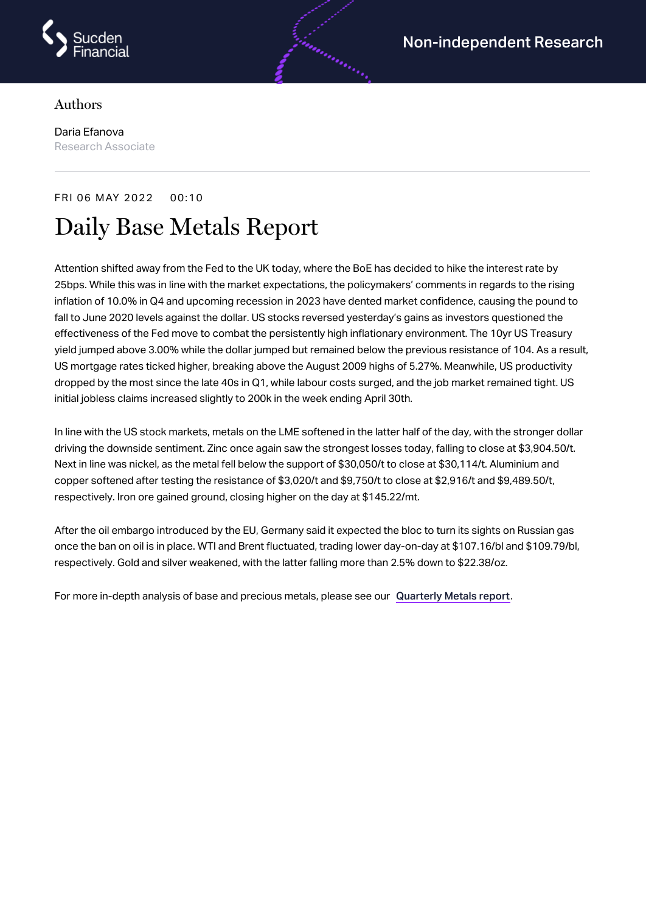Non-independent Research

Authors

Daria Efanova
Research Associate

FRI 06 MAY 2022 00:10

# Daily Base Metals Report

Attention shifted away from the Fed to the UK today, where the BoE has decided to hike the interest rate by 25bps. While this was in line with the market expectations, the policymakers' comments in regards to the rising inflation of 10.0% in Q4 and upcoming recession in 2023 have dented market confidence, causing the pound to fall to June 2020 levels against the dollar. US stocks reversed yesterday's gains as investors questioned the effectiveness of the Fed move to combat the persistently high inflationary environment. The 10yr US Treasury yield jumped above 3.00% while the dollar jumped but remained below the previous resistance of 104. As a result, US mortgage rates ticked higher, breaking above the August 2009 highs of 5.27%. Meanwhile, US productivity dropped by the most since the late 40s in Q1, while labour costs surged, and the job market remained tight. US initial jobless claims increased slightly to 200k in the week ending April 30th.

In line with the US stock markets, metals on the LME softened in the latter half of the day, with the stronger dollar driving the downside sentiment. Zinc once again saw the strongest losses today, falling to close at $3,904.50/t. Next in line was nickel, as the metal fell below the support of $30,050/t to close at $30,114/t. Aluminium and copper softened after testing the resistance of $3,020/t and $9,750/t to close at $2,916/t and $9,489.50/t, respectively. Iron ore gained ground, closing higher on the day at $145.22/mt.

After the oil embargo introduced by the EU, Germany said it expected the bloc to turn its sights on Russian gas once the ban on oil is in place. WTI and Brent fluctuated, trading lower day-on-day at $107.16/bl and $109.79/bl, respectively. Gold and silver weakened, with the latter falling more than 2.5% down to $22.38/oz.

For more in-depth analysis of base and precious metals, please see our Quarterly Metals report.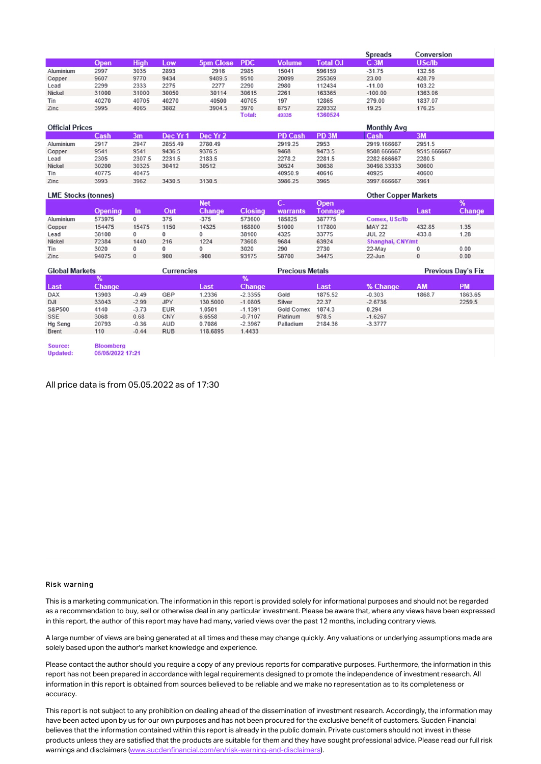| | Open | High | Low | 5pm Close | PDC | Volume | Total O.I | Spreads C-3M | Conversion USc/lb |
|---|---|---|---|---|---|---|---|---|---|
| Aluminium | 2997 | 3035 | 2893 | 2916 | 2985 | 15041 | 596159 | -31.75 | 132.56 |
| Copper | 9607 | 9770 | 9434 | 9489.5 | 9510 | 20099 | 255369 | 23.00 | 428.79 |
| Lead | 2299 | 2333 | 2275 | 2277 | 2290 | 2980 | 112434 | -11.00 | 103.22 |
| Nickel | 31000 | 31000 | 30050 | 30114 | 30615 | 2261 | 163365 | -100.00 | 1363.06 |
| Tin | 40270 | 40705 | 40270 | 40500 | 40705 | 197 | 12865 | 279.00 | 1837.07 |
| Zinc | 3995 | 4065 | 3882 | 3904.5 | 3970 | 8757 | 220332 | 19.25 | 176.25 |
| | | | | | Total: | 49335 | 1360524 | | |

| Official Prices | Cash | 3m | Dec Yr 1 | Dec Yr 2 | PD Cash | PD 3M | Monthly Avg Cash | Monthly Avg 3M |
|---|---|---|---|---|---|---|---|---|
| Aluminium | 2917 | 2947 | 2855.49 | 2780.49 | 2919.25 | 2953 | 2919.166667 | 2951.5 |
| Copper | 9541 | 9541 | 9436.5 | 9376.5 | 9468 | 9473.5 | 9508.666667 | 9515.666667 |
| Lead | 2305 | 2307.5 | 2231.5 | 2183.5 | 2278.2 | 2281.5 | 2282.666667 | 2280.5 |
| Nickel | 30200 | 30325 | 30412 | 30512 | 30524 | 30638 | 30498.33333 | 30600 |
| Tin | 40775 | 40475 | | | 40950.9 | 40616 | 40925 | 40600 |
| Zinc | 3993 | 3962 | 3430.5 | 3130.5 | 3986.25 | 3965 | 3997.666667 | 3961 |

| LME Stocks (tonnes) | Opening | In | Out | Net Change | Closing | C-warrants | Open Tonnage |
|---|---|---|---|---|---|---|---|
| Aluminium | 573975 | 0 | 375 | -375 | 573600 | 185825 | 387775 |
| Copper | 154475 | 15475 | 1150 | 14325 | 168800 | 51000 | 117800 |
| Lead | 38100 | 0 | 0 | 0 | 38100 | 4325 | 33775 |
| Nickel | 72384 | 1440 | 216 | 1224 | 73608 | 9684 | 63924 |
| Tin | 3020 | 0 | 0 | 0 | 3020 | 290 | 2730 |
| Zinc | 94075 | 0 | 900 | -900 | 93175 | 58700 | 34475 |

| Other Copper Markets | Last | % Change |
|---|---|---|
| Comex, USc/lb | | |
| MAY 22 | 432.85 | 1.35 |
| JUL 22 | 433.8 | 1.28 |
| Shanghai, CNY/mt | | |
| 22-May | 0 | 0.00 |
| 22-Jun | 0 | 0.00 |

| Global Markets | Last | % Change | Currencies | Last | % Change | Precious Metals | Last | % Change | Previous Day's Fix AM | Previous Day's Fix PM |
|---|---|---|---|---|---|---|---|---|---|---|
| DAX | 13903 | -0.49 | GBP | 1.2336 | -2.3355 | Gold | 1875.52 | -0.303 | 1868.7 | 1863.65 |
| DJI | 33043 | -2.99 | JPY | 130.5000 | -1.0805 | Silver | 22.37 | -2.6736 | | 2259.5 |
| S&P500 | 4140 | -3.73 | EUR | 1.0501 | -1.1391 | Gold Comex | 1874.3 | 0.294 | | |
| SSE | 3068 | 0.68 | CNY | 6.6558 | -0.7107 | Platinum | 978.5 | -1.6267 | | |
| Hg Seng | 20793 | -0.36 | AUD | 0.7086 | -2.3967 | Palladium | 2184.36 | -3.3777 | | |
| Brent | 110 | -0.44 | RUB | 118.6895 | 1.4433 | | | | | |

Source: Bloomberg
Updated: 05/05/2022 17:21

All price data is from 05.05.2022 as of 17:30

## Risk warning

This is a marketing communication. The information in this report is provided solely for informational purposes and should not be regarded as a recommendation to buy, sell or otherwise deal in any particular investment. Please be aware that, where any views have been expressed in this report, the author of this report may have had many, varied views over the past 12 months, including contrary views.

A large number of views are being generated at all times and these may change quickly. Any valuations or underlying assumptions made are solely based upon the author's market knowledge and experience.

Please contact the author should you require a copy of any previous reports for comparative purposes. Furthermore, the information in this report has not been prepared in accordance with legal requirements designed to promote the independence of investment research. All information in this report is obtained from sources believed to be reliable and we make no representation as to its completeness or accuracy.

This report is not subject to any prohibition on dealing ahead of the dissemination of investment research. Accordingly, the information may have been acted upon by us for our own purposes and has not been procured for the exclusive benefit of customers. Sucden Financial believes that the information contained within this report is already in the public domain. Private customers should not invest in these products unless they are satisfied that the products are suitable for them and they have sought professional advice. Please read our full risk warnings and disclaimers (www.sucdenfinancial.com/en/risk-warning-and-disclaimers).